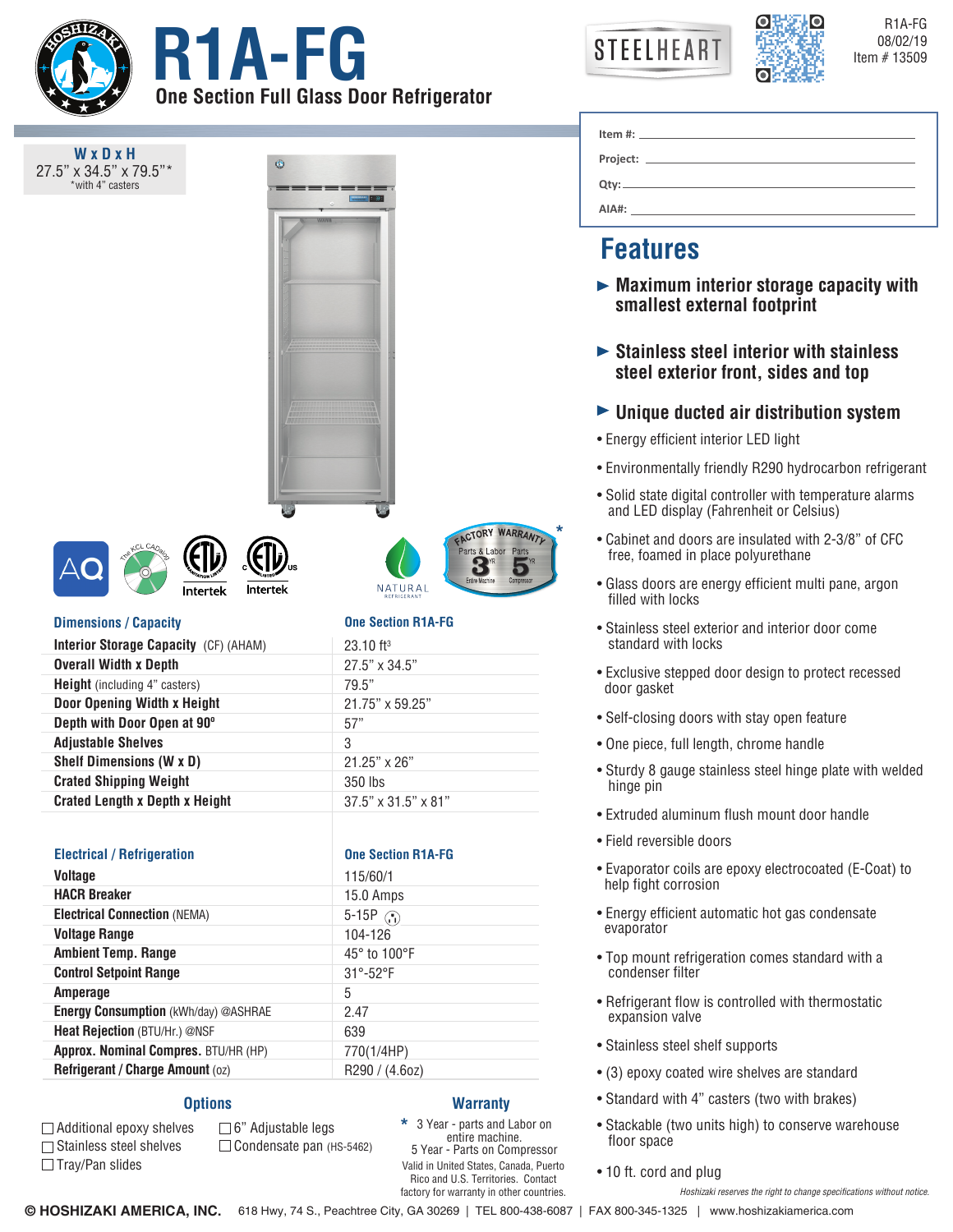# R1A-FG

## One Section Full Glass Door Refrigerator

R1A-FG
08/02/19
Item # 13509

**W x D x H**
27.5" x 34.5" x 79.5"*
*with 4" casters

Item #: ______________________
Project: ______________________
Qty: ______________________
AIA#: ______________________

| Dimensions / Capacity | One Section R1A-FG |
|---|---|
| **Interior Storage Capacity** (CF) (AHAM) | 23.10 ft³ |
| **Overall Width x Depth** | 27.5" x 34.5" |
| **Height** (including 4" casters) | 79.5" |
| **Door Opening Width x Height** | 21.75" x 59.25" |
| **Depth with Door Open at 90º** | 57" |
| **Adjustable Shelves** | 3 |
| **Shelf Dimensions (W x D)** | 21.25" x 26" |
| **Crated Shipping Weight** | 350 lbs |
| **Crated Length x Depth x Height** | 37.5" x 31.5" x 81" |

| Electrical / Refrigeration | One Section R1A-FG |
|---|---|
| **Voltage** | 115/60/1 |
| **HACR Breaker** | 15.0 Amps |
| **Electrical Connection** (NEMA) | 5-15P |
| **Voltage Range** | 104-126 |
| **Ambient Temp. Range** | 45° to 100°F |
| **Control Setpoint Range** | 31°-52°F |
| **Amperage** | 5 |
| **Energy Consumption** (kWh/day) @ASHRAE | 2.47 |
| **Heat Rejection** (BTU/Hr.) @NSF | 639 |
| **Approx. Nominal Compres.** BTU/HR (HP) | 770(1/4HP) |
| **Refrigerant / Charge Amount** (oz) | R290 / (4.6oz) |

## Options

- ☐ Additional epoxy shelves
- ☐ Stainless steel shelves
- ☐ Tray/Pan slides
- ☐ 6" Adjustable legs
- ☐ Condensate pan (HS-5462)

## Warranty

\* 3 Year - parts and Labor on entire machine.
5 Year - Parts on Compressor
Valid in United States, Canada, Puerto Rico and U.S. Territories. Contact factory for warranty in other countries.

## Features

- ► **Maximum interior storage capacity with smallest external footprint**
- ► **Stainless steel interior with stainless steel exterior front, sides and top**
- ► **Unique ducted air distribution system**
- Energy efficient interior LED light
- Environmentally friendly R290 hydrocarbon refrigerant
- Solid state digital controller with temperature alarms and LED display (Fahrenheit or Celsius)
- Cabinet and doors are insulated with 2-3/8" of CFC free, foamed in place polyurethane
- Glass doors are energy efficient multi pane, argon filled with locks
- Stainless steel exterior and interior door come standard with locks
- Exclusive stepped door design to protect recessed door gasket
- Self-closing doors with stay open feature
- One piece, full length, chrome handle
- Sturdy 8 gauge stainless steel hinge plate with welded hinge pin
- Extruded aluminum flush mount door handle
- Field reversible doors
- Evaporator coils are epoxy electrocoated (E-Coat) to help fight corrosion
- Energy efficient automatic hot gas condensate evaporator
- Top mount refrigeration comes standard with a condenser filter
- Refrigerant flow is controlled with thermostatic expansion valve
- Stainless steel shelf supports
- (3) epoxy coated wire shelves are standard
- Standard with 4" casters (two with brakes)
- Stackable (two units high) to conserve warehouse floor space
- 10 ft. cord and plug

*Hoshizaki reserves the right to change specifications without notice.*

© HOSHIZAKI AMERICA, INC. 618 Hwy, 74 S., Peachtree City, GA 30269 | TEL 800-438-6087 | FAX 800-345-1325 | www.hoshizakiamerica.com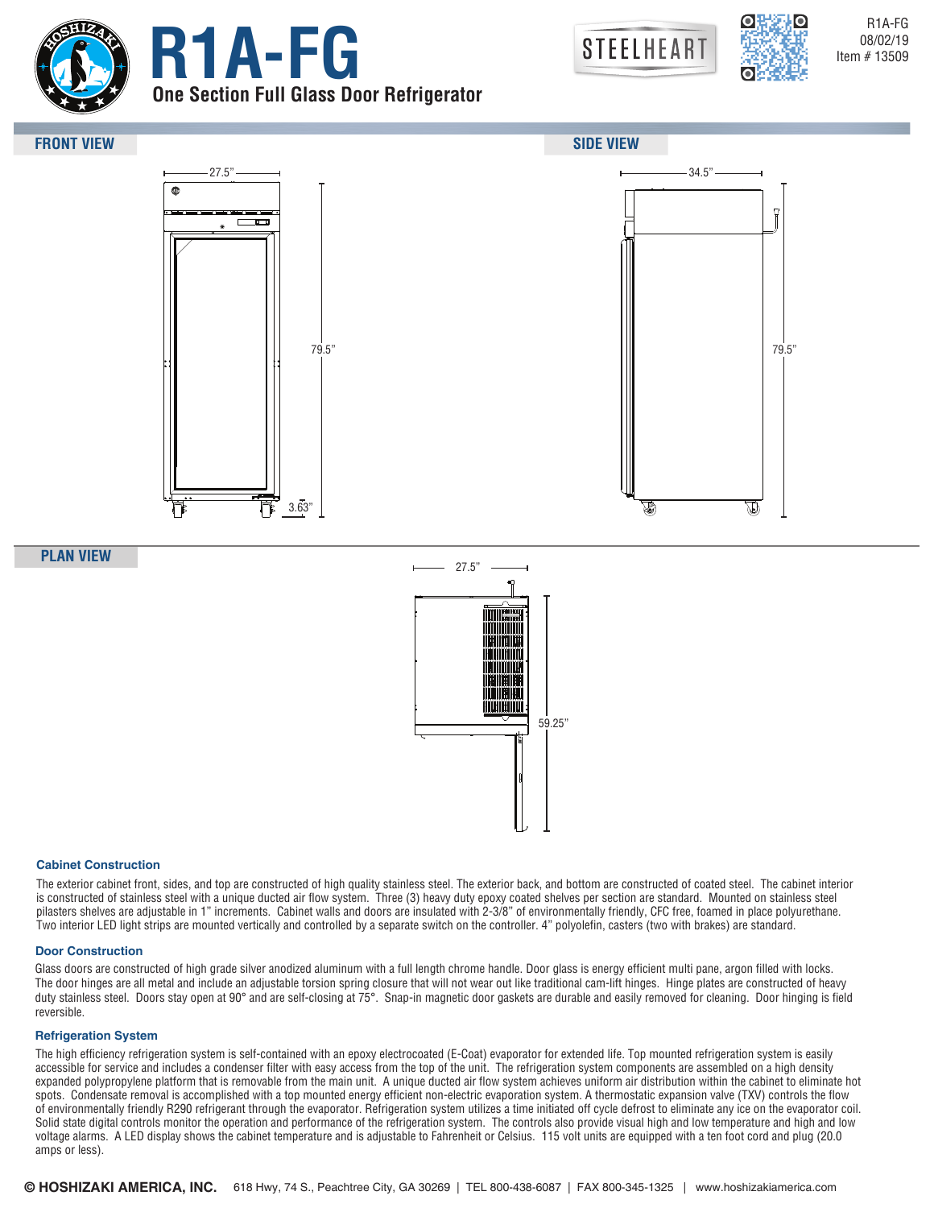R1A-FG
08/02/19
Item # 13509

# R1A-FG

**One Section Full Glass Door Refrigerator**

STEELHEART

## FRONT VIEW

27.5"

79.5"

3.63"

## SIDE VIEW

34.5"

79.5"

## PLAN VIEW

27.5"

59.25"

### Cabinet Construction

The exterior cabinet front, sides, and top are constructed of high quality stainless steel. The exterior back, and bottom are constructed of coated steel. The cabinet interior is constructed of stainless steel with a unique ducted air flow system. Three (3) heavy duty epoxy coated shelves per section are standard. Mounted on stainless steel pilasters shelves are adjustable in 1" increments. Cabinet walls and doors are insulated with 2-3/8" of environmentally friendly, CFC free, foamed in place polyurethane. Two interior LED light strips are mounted vertically and controlled by a separate switch on the controller. 4" polyolefin, casters (two with brakes) are standard.

### Door Construction

Glass doors are constructed of high grade silver anodized aluminum with a full length chrome handle. Door glass is energy efficient multi pane, argon filled with locks. The door hinges are all metal and include an adjustable torsion spring closure that will not wear out like traditional cam-lift hinges. Hinge plates are constructed of heavy duty stainless steel. Doors stay open at 90° and are self-closing at 75°. Snap-in magnetic door gaskets are durable and easily removed for cleaning. Door hinging is field reversible.

### Refrigeration System

The high efficiency refrigeration system is self-contained with an epoxy electrocoated (E-Coat) evaporator for extended life. Top mounted refrigeration system is easily accessible for service and includes a condenser filter with easy access from the top of the unit. The refrigeration system components are assembled on a high density expanded polypropylene platform that is removable from the main unit. A unique ducted air flow system achieves uniform air distribution within the cabinet to eliminate hot spots. Condensate removal is accomplished with a top mounted energy efficient non-electric evaporation system. A thermostatic expansion valve (TXV) controls the flow of environmentally friendly R290 refrigerant through the evaporator. Refrigeration system utilizes a time initiated off cycle defrost to eliminate any ice on the evaporator coil. Solid state digital controls monitor the operation and performance of the refrigeration system. The controls also provide visual high and low temperature and high and low voltage alarms. A LED display shows the cabinet temperature and is adjustable to Fahrenheit or Celsius. 115 volt units are equipped with a ten foot cord and plug (20.0 amps or less).

**© HOSHIZAKI AMERICA, INC.** 618 Hwy, 74 S., Peachtree City, GA 30269 | TEL 800-438-6087 | FAX 800-345-1325 | www.hoshizakiamerica.com